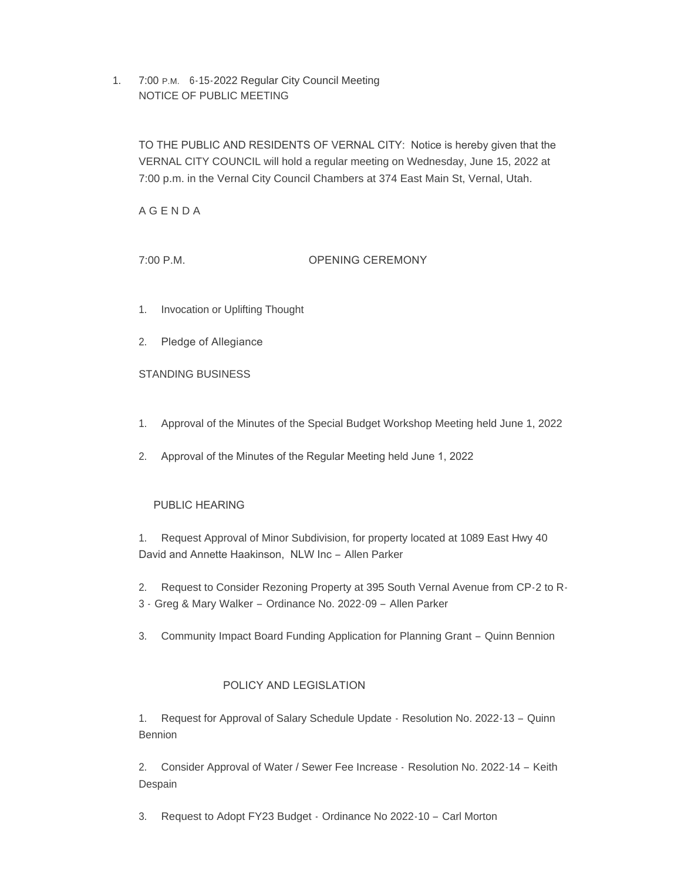1. 7:00 P.M. 6-15-2022 Regular City Council Meeting
   NOTICE OF PUBLIC MEETING

TO THE PUBLIC AND RESIDENTS OF VERNAL CITY: Notice is hereby given that the VERNAL CITY COUNCIL will hold a regular meeting on Wednesday, June 15, 2022 at 7:00 p.m. in the Vernal City Council Chambers at 374 East Main St, Vernal, Utah.

A G E N D A

7:00 P.M. OPENING CEREMONY

1. Invocation or Uplifting Thought
2. Pledge of Allegiance

STANDING BUSINESS

1. Approval of the Minutes of the Special Budget Workshop Meeting held June 1, 2022
2. Approval of the Minutes of the Regular Meeting held June 1, 2022

PUBLIC HEARING

1. Request Approval of Minor Subdivision, for property located at 1089 East Hwy 40 David and Annette Haakinson, NLW Inc – Allen Parker
2. Request to Consider Rezoning Property at 395 South Vernal Avenue from CP-2 to R-3 - Greg & Mary Walker – Ordinance No. 2022-09 – Allen Parker
3. Community Impact Board Funding Application for Planning Grant – Quinn Bennion

POLICY AND LEGISLATION

1. Request for Approval of Salary Schedule Update - Resolution No. 2022-13 – Quinn Bennion
2. Consider Approval of Water / Sewer Fee Increase - Resolution No. 2022-14 – Keith Despain
3. Request to Adopt FY23 Budget - Ordinance No 2022-10 – Carl Morton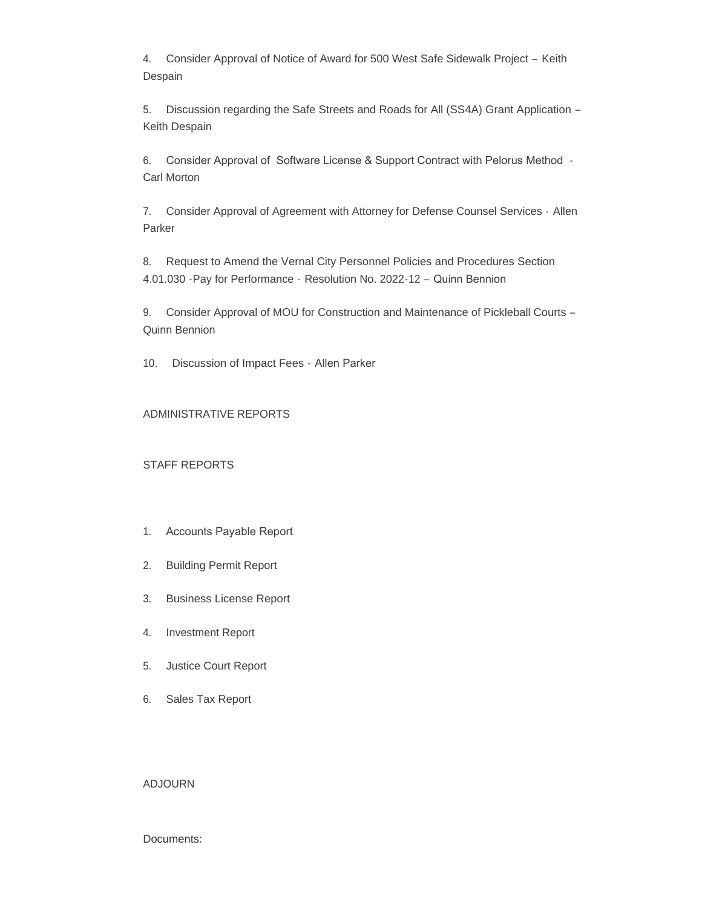4. Consider Approval of Notice of Award for 500 West Safe Sidewalk Project – Keith Despain

5. Discussion regarding the Safe Streets and Roads for All (SS4A) Grant Application – Keith Despain

6. Consider Approval of Software License & Support Contract with Pelorus Method - Carl Morton

7. Consider Approval of Agreement with Attorney for Defense Counsel Services - Allen Parker

8. Request to Amend the Vernal City Personnel Policies and Procedures Section 4.01.030 -Pay for Performance - Resolution No. 2022-12 – Quinn Bennion

9. Consider Approval of MOU for Construction and Maintenance of Pickleball Courts – Quinn Bennion

10. Discussion of Impact Fees - Allen Parker

ADMINISTRATIVE REPORTS

STAFF REPORTS

1. Accounts Payable Report
2. Building Permit Report
3. Business License Report
4. Investment Report
5. Justice Court Report
6. Sales Tax Report

ADJOURN

Documents: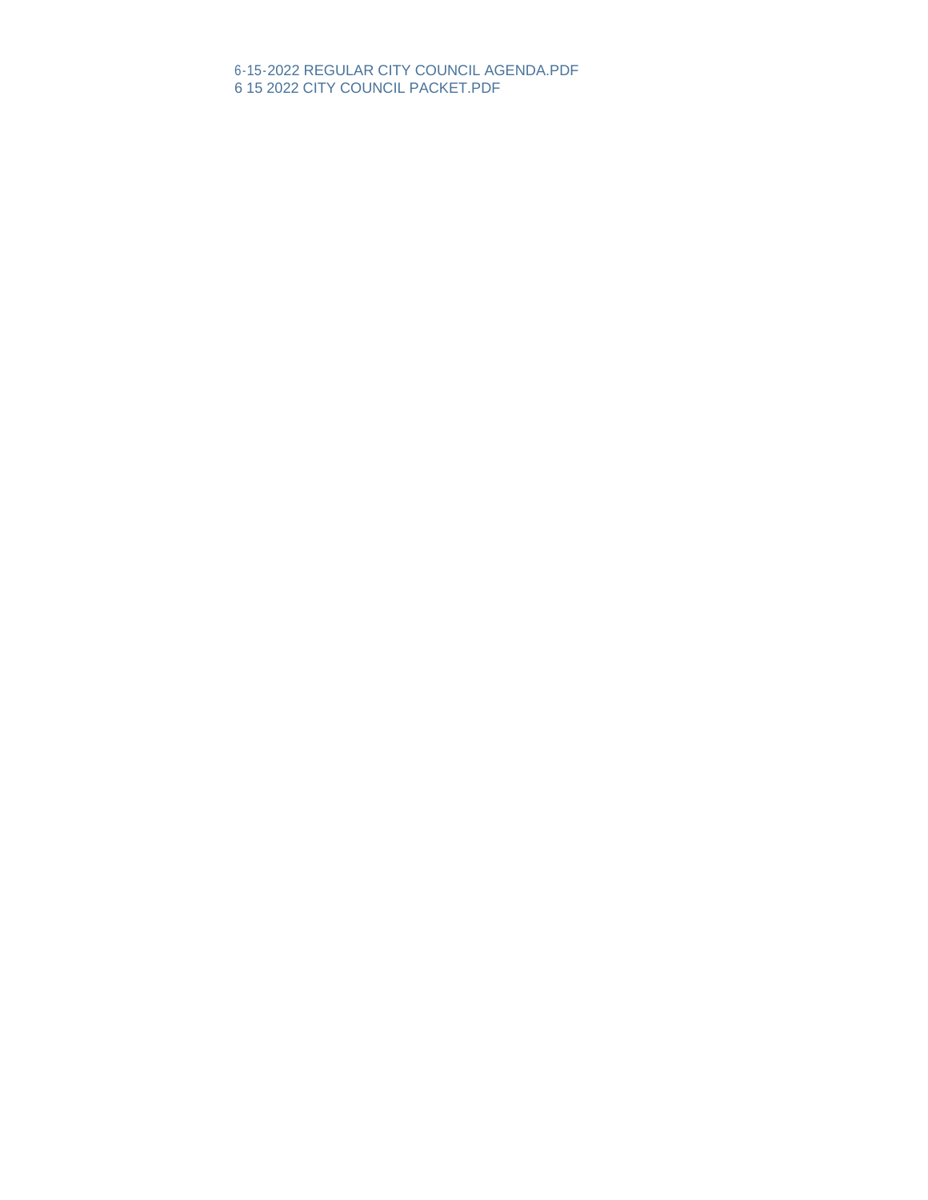6-15-2022 REGULAR CITY COUNCIL AGENDA.PDF
6 15 2022 CITY COUNCIL PACKET.PDF